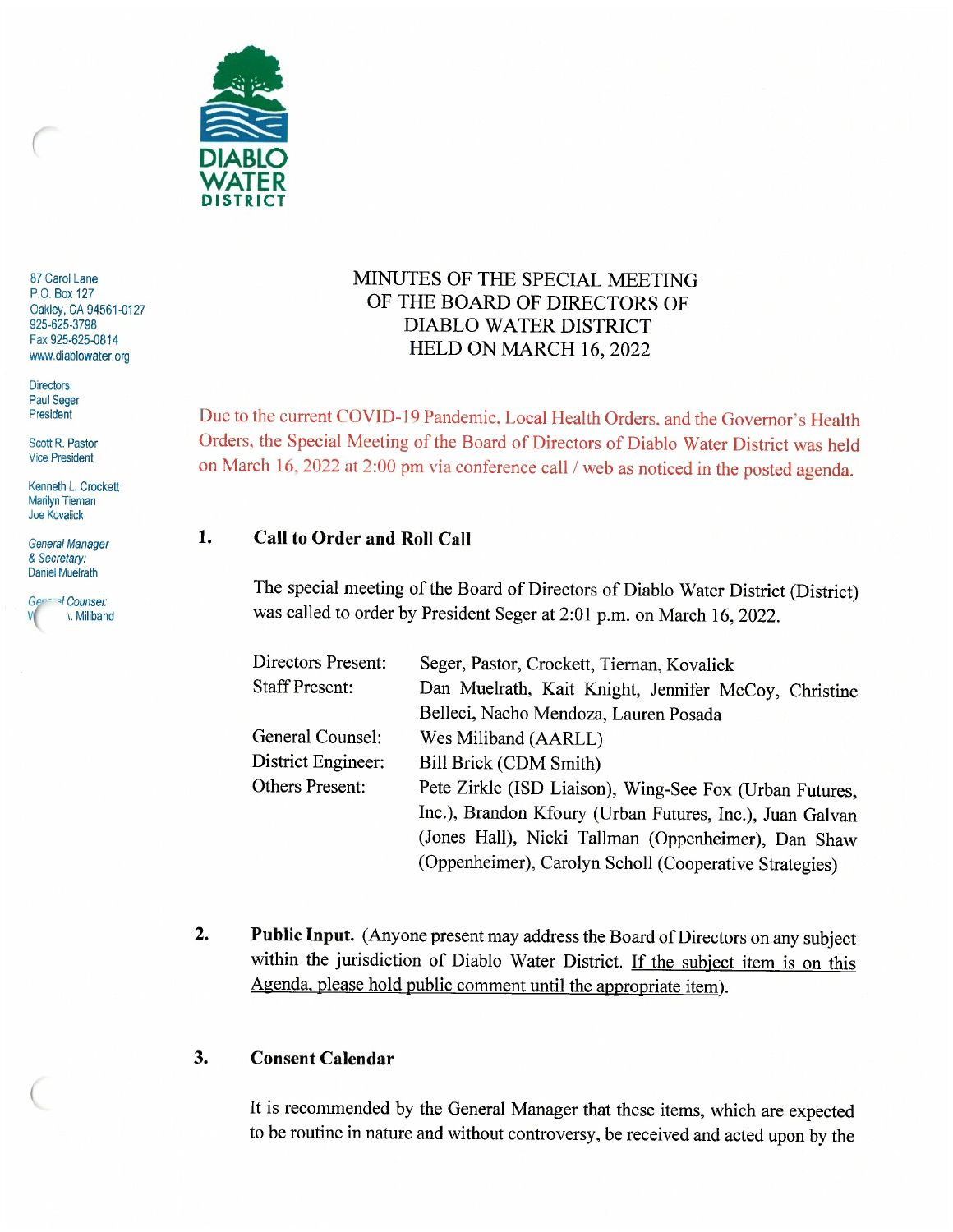DIABLO WATER DISTRICT

87 Carol Lane
P.O. Box 127
Oakley, CA 94561-0127
925-625-3798
Fax 925-625-0814
www.diablowater.org

Directors:
Paul Seger
President

Scott R. Pastor
Vice President

Kenneth L. Crockett
Marilyn Tiernan
Joe Kovalick

*General Manager & Secretary:*
Daniel Muelrath

*General Counsel:*
W. Miliband

# MINUTES OF THE SPECIAL MEETING OF THE BOARD OF DIRECTORS OF DIABLO WATER DISTRICT HELD ON MARCH 16, 2022

Due to the current COVID-19 Pandemic, Local Health Orders, and the Governor's Health Orders, the Special Meeting of the Board of Directors of Diablo Water District was held on March 16, 2022 at 2:00 pm via conference call / web as noticed in the posted agenda.

## 1. Call to Order and Roll Call

The special meeting of the Board of Directors of Diablo Water District (District) was called to order by President Seger at 2:01 p.m. on March 16, 2022.

| | |
|---|---|
| Directors Present: | Seger, Pastor, Crockett, Tiernan, Kovalick |
| Staff Present: | Dan Muelrath, Kait Knight, Jennifer McCoy, Christine Belleci, Nacho Mendoza, Lauren Posada |
| General Counsel: | Wes Miliband (AARLL) |
| District Engineer: | Bill Brick (CDM Smith) |
| Others Present: | Pete Zirkle (ISD Liaison), Wing-See Fox (Urban Futures, Inc.), Brandon Kfoury (Urban Futures, Inc.), Juan Galvan (Jones Hall), Nicki Tallman (Oppenheimer), Dan Shaw (Oppenheimer), Carolyn Scholl (Cooperative Strategies) |

## 2. Public Input.

(Anyone present may address the Board of Directors on any subject within the jurisdiction of Diablo Water District. <u>If the subject item is on this Agenda, please hold public comment until the appropriate item</u>).

## 3. Consent Calendar

It is recommended by the General Manager that these items, which are expected to be routine in nature and without controversy, be received and acted upon by the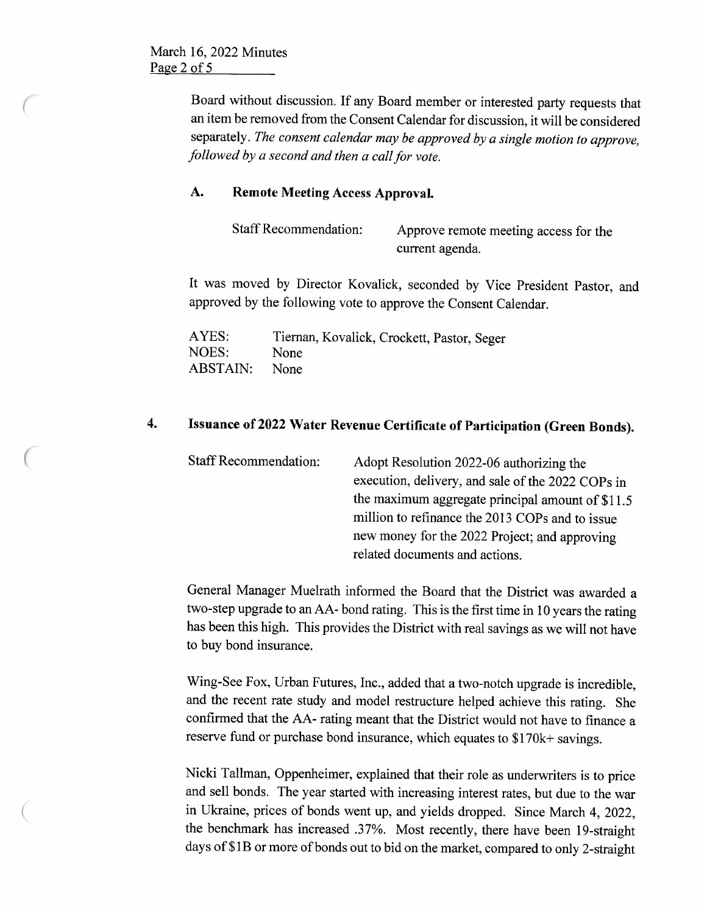Board without discussion. If any Board member or interested party requests that an item be removed from the Consent Calendar for discussion, it will be considered separately. *The consent calendar may be approved by a single motion to approve, followed by a second and then a call for vote.*

### A. Remote Meeting Access Approval.

| Staff Recommendation: | Approve remote meeting access for the current agenda. |
|---|---|

It was moved by Director Kovalick, seconded by Vice President Pastor, and approved by the following vote to approve the Consent Calendar.

| AYES: | Tiernan, Kovalick, Crockett, Pastor, Seger |
|---|---|
| NOES: | None |
| ABSTAIN: | None |

## 4. Issuance of 2022 Water Revenue Certificate of Participation (Green Bonds).

| Staff Recommendation: | Adopt Resolution 2022-06 authorizing the execution, delivery, and sale of the 2022 COPs in the maximum aggregate principal amount of $11.5 million to refinance the 2013 COPs and to issue new money for the 2022 Project; and approving related documents and actions. |
|---|---|

General Manager Muelrath informed the Board that the District was awarded a two-step upgrade to an AA- bond rating. This is the first time in 10 years the rating has been this high. This provides the District with real savings as we will not have to buy bond insurance.

Wing-See Fox, Urban Futures, Inc., added that a two-notch upgrade is incredible, and the recent rate study and model restructure helped achieve this rating. She confirmed that the AA- rating meant that the District would not have to finance a reserve fund or purchase bond insurance, which equates to $170k+ savings.

Nicki Tallman, Oppenheimer, explained that their role as underwriters is to price and sell bonds. The year started with increasing interest rates, but due to the war in Ukraine, prices of bonds went up, and yields dropped. Since March 4, 2022, the benchmark has increased .37%. Most recently, there have been 19-straight days of $1B or more of bonds out to bid on the market, compared to only 2-straight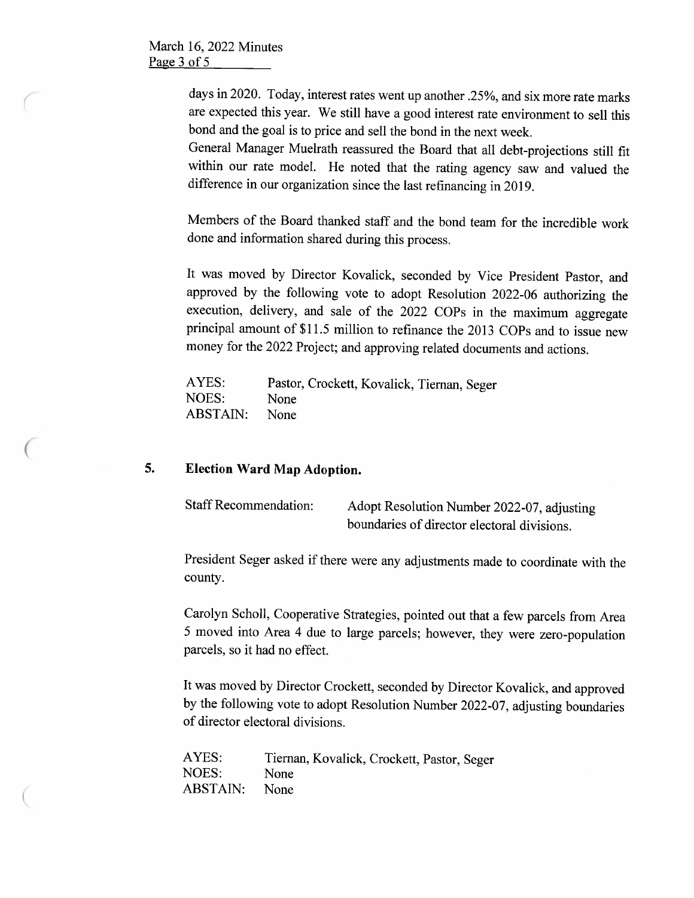days in 2020. Today, interest rates went up another .25%, and six more rate marks are expected this year. We still have a good interest rate environment to sell this bond and the goal is to price and sell the bond in the next week.
General Manager Muelrath reassured the Board that all debt-projections still fit within our rate model. He noted that the rating agency saw and valued the difference in our organization since the last refinancing in 2019.

Members of the Board thanked staff and the bond team for the incredible work done and information shared during this process.

It was moved by Director Kovalick, seconded by Vice President Pastor, and approved by the following vote to adopt Resolution 2022-06 authorizing the execution, delivery, and sale of the 2022 COPs in the maximum aggregate principal amount of $11.5 million to refinance the 2013 COPs and to issue new money for the 2022 Project; and approving related documents and actions.

AYES: Pastor, Crockett, Kovalick, Tiernan, Seger
NOES: None
ABSTAIN: None

## 5. Election Ward Map Adoption.

Staff Recommendation: Adopt Resolution Number 2022-07, adjusting boundaries of director electoral divisions.

President Seger asked if there were any adjustments made to coordinate with the county.

Carolyn Scholl, Cooperative Strategies, pointed out that a few parcels from Area 5 moved into Area 4 due to large parcels; however, they were zero-population parcels, so it had no effect.

It was moved by Director Crockett, seconded by Director Kovalick, and approved by the following vote to adopt Resolution Number 2022-07, adjusting boundaries of director electoral divisions.

AYES: Tiernan, Kovalick, Crockett, Pastor, Seger
NOES: None
ABSTAIN: None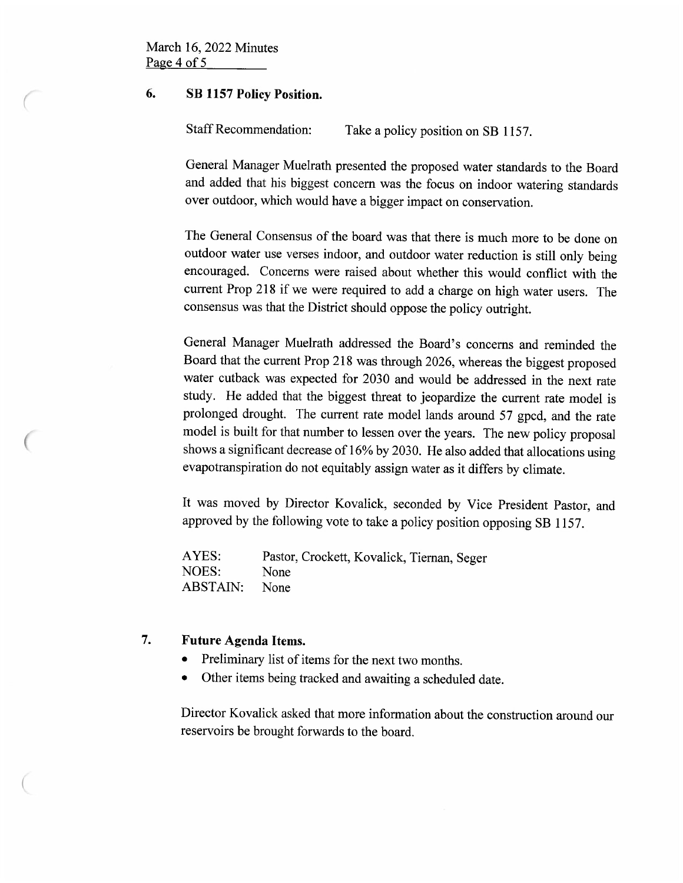## 6. SB 1157 Policy Position.

Staff Recommendation: Take a policy position on SB 1157.

General Manager Muelrath presented the proposed water standards to the Board and added that his biggest concern was the focus on indoor watering standards over outdoor, which would have a bigger impact on conservation.

The General Consensus of the board was that there is much more to be done on outdoor water use verses indoor, and outdoor water reduction is still only being encouraged. Concerns were raised about whether this would conflict with the current Prop 218 if we were required to add a charge on high water users. The consensus was that the District should oppose the policy outright.

General Manager Muelrath addressed the Board's concerns and reminded the Board that the current Prop 218 was through 2026, whereas the biggest proposed water cutback was expected for 2030 and would be addressed in the next rate study. He added that the biggest threat to jeopardize the current rate model is prolonged drought. The current rate model lands around 57 gpcd, and the rate model is built for that number to lessen over the years. The new policy proposal shows a significant decrease of 16% by 2030. He also added that allocations using evapotranspiration do not equitably assign water as it differs by climate.

It was moved by Director Kovalick, seconded by Vice President Pastor, and approved by the following vote to take a policy position opposing SB 1157.

AYES: Pastor, Crockett, Kovalick, Tiernan, Seger
NOES: None
ABSTAIN: None

## 7. Future Agenda Items.

- Preliminary list of items for the next two months.
- Other items being tracked and awaiting a scheduled date.

Director Kovalick asked that more information about the construction around our reservoirs be brought forwards to the board.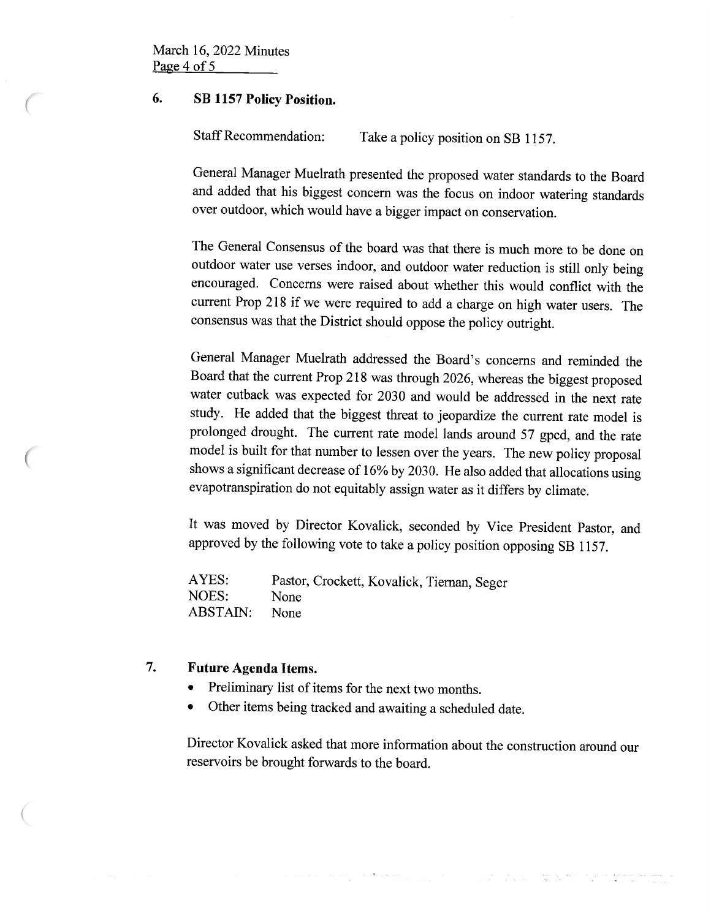## 6. SB 1157 Policy Position.

Staff Recommendation: Take a policy position on SB 1157.

General Manager Muelrath presented the proposed water standards to the Board and added that his biggest concern was the focus on indoor watering standards over outdoor, which would have a bigger impact on conservation.

The General Consensus of the board was that there is much more to be done on outdoor water use verses indoor, and outdoor water reduction is still only being encouraged. Concerns were raised about whether this would conflict with the current Prop 218 if we were required to add a charge on high water users. The consensus was that the District should oppose the policy outright.

General Manager Muelrath addressed the Board's concerns and reminded the Board that the current Prop 218 was through 2026, whereas the biggest proposed water cutback was expected for 2030 and would be addressed in the next rate study. He added that the biggest threat to jeopardize the current rate model is prolonged drought. The current rate model lands around 57 gpcd, and the rate model is built for that number to lessen over the years. The new policy proposal shows a significant decrease of 16% by 2030. He also added that allocations using evapotranspiration do not equitably assign water as it differs by climate.

It was moved by Director Kovalick, seconded by Vice President Pastor, and approved by the following vote to take a policy position opposing SB 1157.

AYES: Pastor, Crockett, Kovalick, Tiernan, Seger
NOES: None
ABSTAIN: None

## 7. Future Agenda Items.

- Preliminary list of items for the next two months.
- Other items being tracked and awaiting a scheduled date.

Director Kovalick asked that more information about the construction around our reservoirs be brought forwards to the board.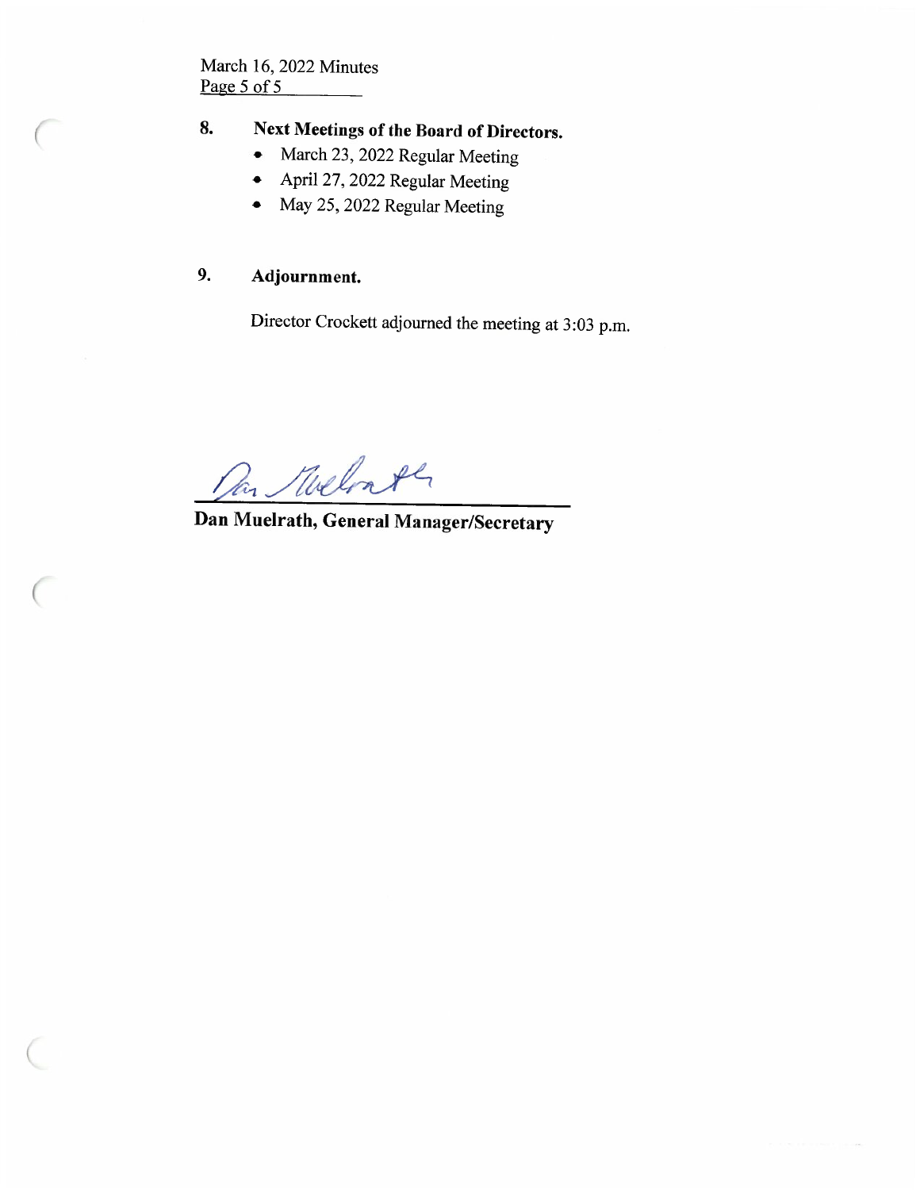## 8. Next Meetings of the Board of Directors.

- March 23, 2022 Regular Meeting
- April 27, 2022 Regular Meeting
- May 25, 2022 Regular Meeting

## 9. Adjournment.

Director Crockett adjourned the meeting at 3:03 p.m.

**Dan Muelrath, General Manager/Secretary**